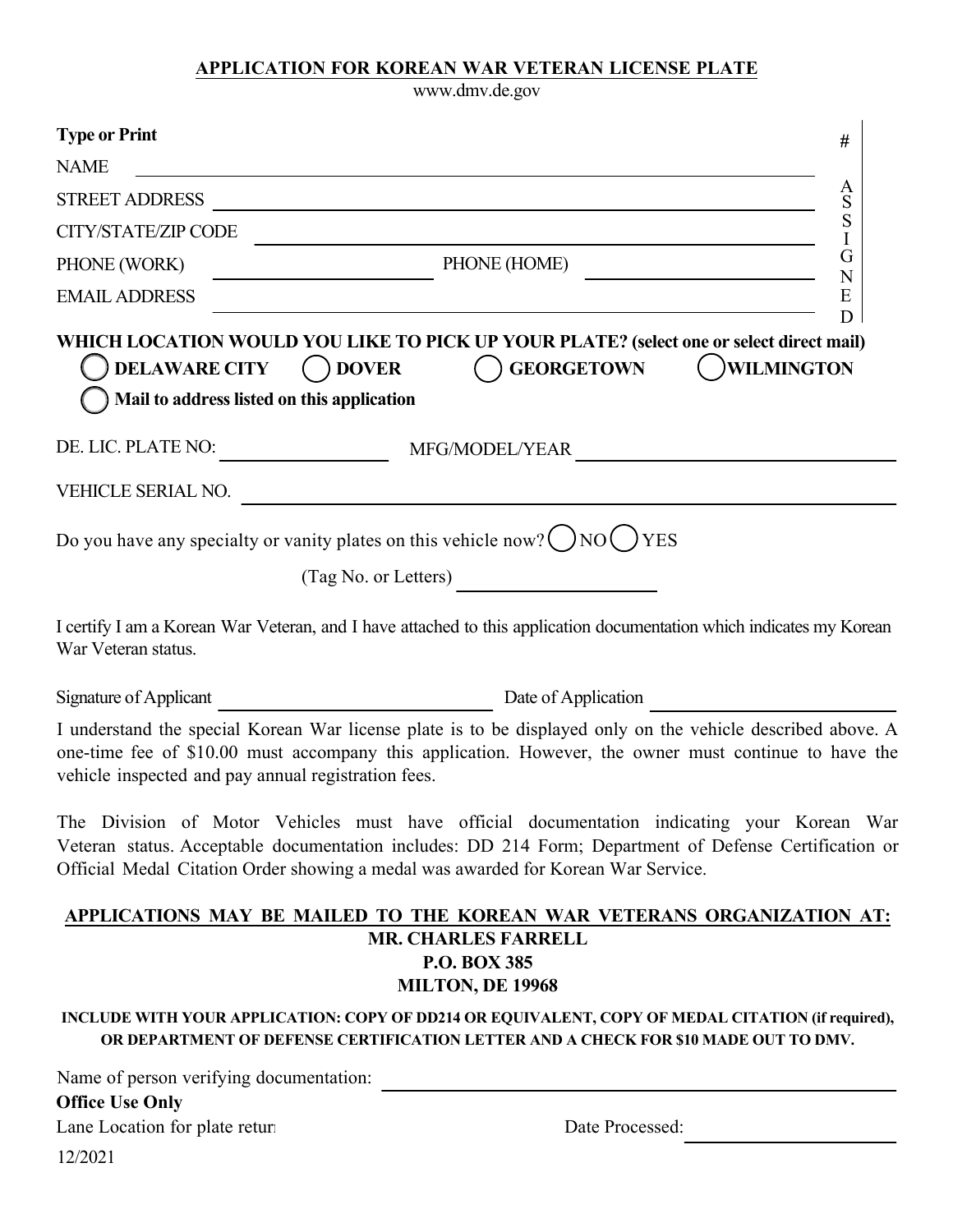**APPLICATION FOR KOREAN WAR VETERAN LICENSE PLATE**

www.dmv.de.gov

**Type or Print**

# ASSIGNED

NAME \_\_\_\_\_\_\_\_\_\_\_\_\_\_\_\_\_\_\_\_\_\_\_\_\_\_\_\_\_\_\_\_\_\_\_\_\_\_\_\_

STREET ADDRESS \_\_\_\_\_\_\_\_\_\_\_\_\_\_\_\_\_\_\_\_\_\_\_\_\_\_\_\_\_\_\_\_\_\_\_\_\_\_\_\_

CITY/STATE/ZIP CODE \_\_\_\_\_\_\_\_\_\_\_\_\_\_\_\_\_\_\_\_\_\_\_\_\_\_\_\_\_\_\_\_\_\_\_\_\_\_\_\_

PHONE (WORK) \_\_\_\_\_\_\_\_\_\_\_\_\_\_\_\_\_\_\_\_ PHONE (HOME) \_\_\_\_\_\_\_\_\_\_\_\_\_\_\_\_\_\_\_\_

EMAIL ADDRESS \_\_\_\_\_\_\_\_\_\_\_\_\_\_\_\_\_\_\_\_\_\_\_\_\_\_\_\_\_\_\_\_\_\_\_\_\_\_\_\_

**WHICH LOCATION WOULD YOU LIKE TO PICK UP YOUR PLATE? (select one or select direct mail)**

◯ **DELAWARE CITY** ◯ **DOVER** ◯ **GEORGETOWN** ◯ **WILMINGTON**

◯ **Mail to address listed on this application**

DE. LIC. PLATE NO: \_\_\_\_\_\_\_\_\_\_\_\_\_\_\_\_\_\_\_\_ MFG/MODEL/YEAR \_\_\_\_\_\_\_\_\_\_\_\_\_\_\_\_\_\_\_\_

VEHICLE SERIAL NO. \_\_\_\_\_\_\_\_\_\_\_\_\_\_\_\_\_\_\_\_\_\_\_\_\_\_\_\_\_\_\_\_\_\_\_\_\_\_\_\_

Do you have any specialty or vanity plates on this vehicle now? ◯ NO ◯ YES

(Tag No. or Letters) \_\_\_\_\_\_\_\_\_\_\_\_\_\_\_\_\_\_\_\_

I certify I am a Korean War Veteran, and I have attached to this application documentation which indicates my Korean War Veteran status.

Signature of Applicant \_\_\_\_\_\_\_\_\_\_\_\_\_\_\_\_\_\_\_\_ Date of Application \_\_\_\_\_\_\_\_\_\_\_\_\_\_\_\_\_\_\_\_

I understand the special Korean War license plate is to be displayed only on the vehicle described above. A one-time fee of $10.00 must accompany this application. However, the owner must continue to have the vehicle inspected and pay annual registration fees.

The Division of Motor Vehicles must have official documentation indicating your Korean War Veteran status. Acceptable documentation includes: DD 214 Form; Department of Defense Certification or Official Medal Citation Order showing a medal was awarded for Korean War Service.

**APPLICATIONS MAY BE MAILED TO THE KOREAN WAR VETERANS ORGANIZATION AT:**

**MR. CHARLES FARRELL**
**P.O. BOX 385**
**MILTON, DE 19968**

**INCLUDE WITH YOUR APPLICATION: COPY OF DD214 OR EQUIVALENT, COPY OF MEDAL CITATION (if required), OR DEPARTMENT OF DEFENSE CERTIFICATION LETTER AND A CHECK FOR $10 MADE OUT TO DMV.**

Name of person verifying documentation: \_\_\_\_\_\_\_\_\_\_\_\_\_\_\_\_\_\_\_\_\_\_\_\_\_\_\_\_\_\_\_\_\_\_\_\_\_\_\_\_

**Office Use Only**

Lane Location for plate retur Date Processed: \_\_\_\_\_\_\_\_\_\_\_\_\_\_\_\_\_\_\_\_

12/2021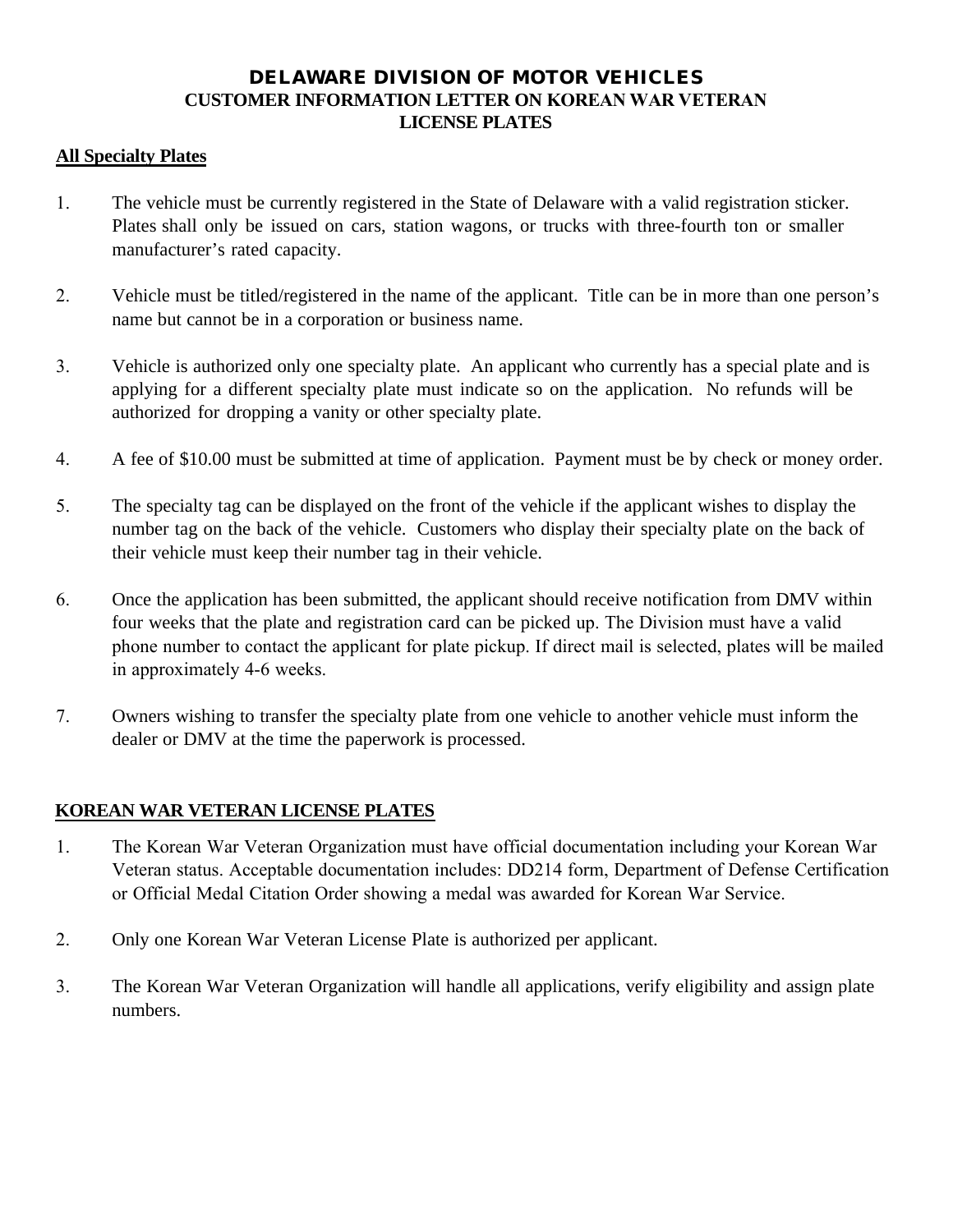# DELAWARE DIVISION OF MOTOR VEHICLES
## CUSTOMER INFORMATION LETTER ON KOREAN WAR VETERAN LICENSE PLATES

**<u>All Specialty Plates</u>**

1. The vehicle must be currently registered in the State of Delaware with a valid registration sticker. Plates shall only be issued on cars, station wagons, or trucks with three-fourth ton or smaller manufacturer's rated capacity.

2. Vehicle must be titled/registered in the name of the applicant. Title can be in more than one person's name but cannot be in a corporation or business name.

3. Vehicle is authorized only one specialty plate. An applicant who currently has a special plate and is applying for a different specialty plate must indicate so on the application. No refunds will be authorized for dropping a vanity or other specialty plate.

4. A fee of $10.00 must be submitted at time of application. Payment must be by check or money order.

5. The specialty tag can be displayed on the front of the vehicle if the applicant wishes to display the number tag on the back of the vehicle. Customers who display their specialty plate on the back of their vehicle must keep their number tag in their vehicle.

6. Once the application has been submitted, the applicant should receive notification from DMV within four weeks that the plate and registration card can be picked up. The Division must have a valid phone number to contact the applicant for plate pickup. If direct mail is selected, plates will be mailed in approximately 4-6 weeks.

7. Owners wishing to transfer the specialty plate from one vehicle to another vehicle must inform the dealer or DMV at the time the paperwork is processed.

**<u>KOREAN WAR VETERAN LICENSE PLATES</u>**

1. The Korean War Veteran Organization must have official documentation including your Korean War Veteran status. Acceptable documentation includes: DD214 form, Department of Defense Certification or Official Medal Citation Order showing a medal was awarded for Korean War Service.

2. Only one Korean War Veteran License Plate is authorized per applicant.

3. The Korean War Veteran Organization will handle all applications, verify eligibility and assign plate numbers.